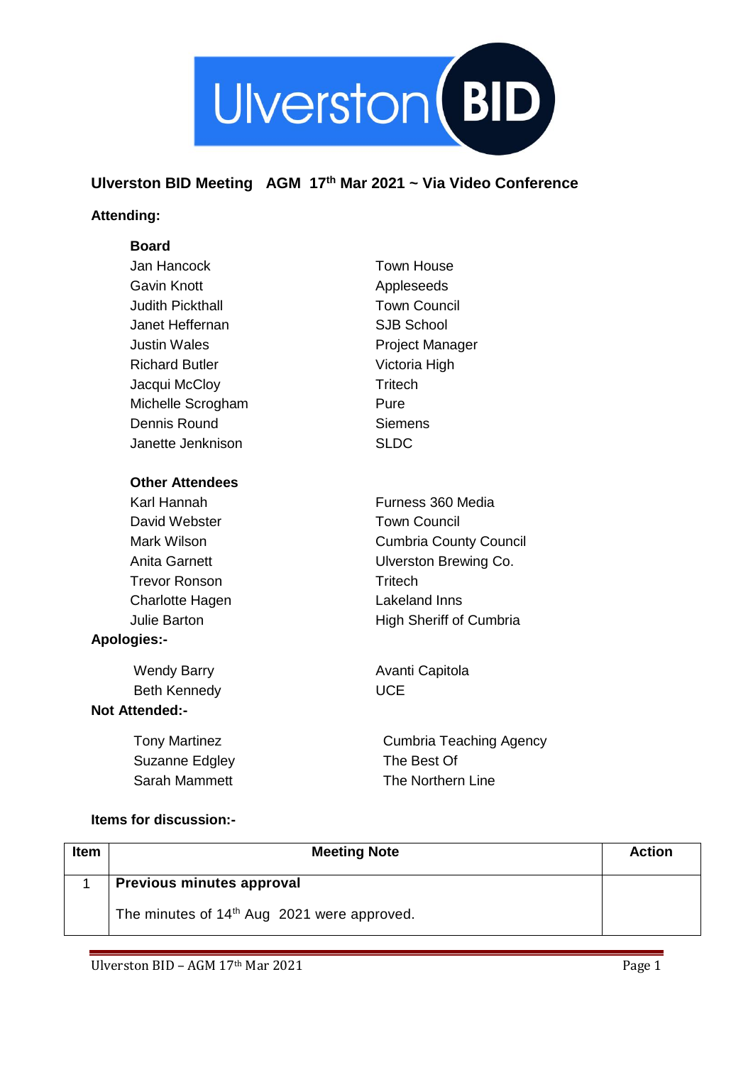Ulverston BID

## Ulverston BID Meeting AGM 17th Mar 2021 ~ Via Video Conference

**Attending:**

**Board**

| | |
|---|---|
| Jan Hancock | Town House |
| Gavin Knott | Appleseeds |
| Judith Pickthall | Town Council |
| Janet Heffernan | SJB School |
| Justin Wales | Project Manager |
| Richard Butler | Victoria High |
| Jacqui McCloy | Tritech |
| Michelle Scrogham | Pure |
| Dennis Round | Siemens |
| Janette Jenknison | SLDC |

**Other Attendees**

| | |
|---|---|
| Karl Hannah | Furness 360 Media |
| David Webster | Town Council |
| Mark Wilson | Cumbria County Council |
| Anita Garnett | Ulverston Brewing Co. |
| Trevor Ronson | Tritech |
| Charlotte Hagen | Lakeland Inns |
| Julie Barton | High Sheriff of Cumbria |

**Apologies:-**

| | |
|---|---|
| Wendy Barry | Avanti Capitola |
| Beth Kennedy | UCE |

**Not Attended:-**

| | |
|---|---|
| Tony Martinez | Cumbria Teaching Agency |
| Suzanne Edgley | The Best Of |
| Sarah Mammett | The Northern Line |

**Items for discussion:-**

| Item | Meeting Note | Action |
|---|---|---|
| 1 | **Previous minutes approval**<br><br>The minutes of 14th Aug 2021 were approved. | |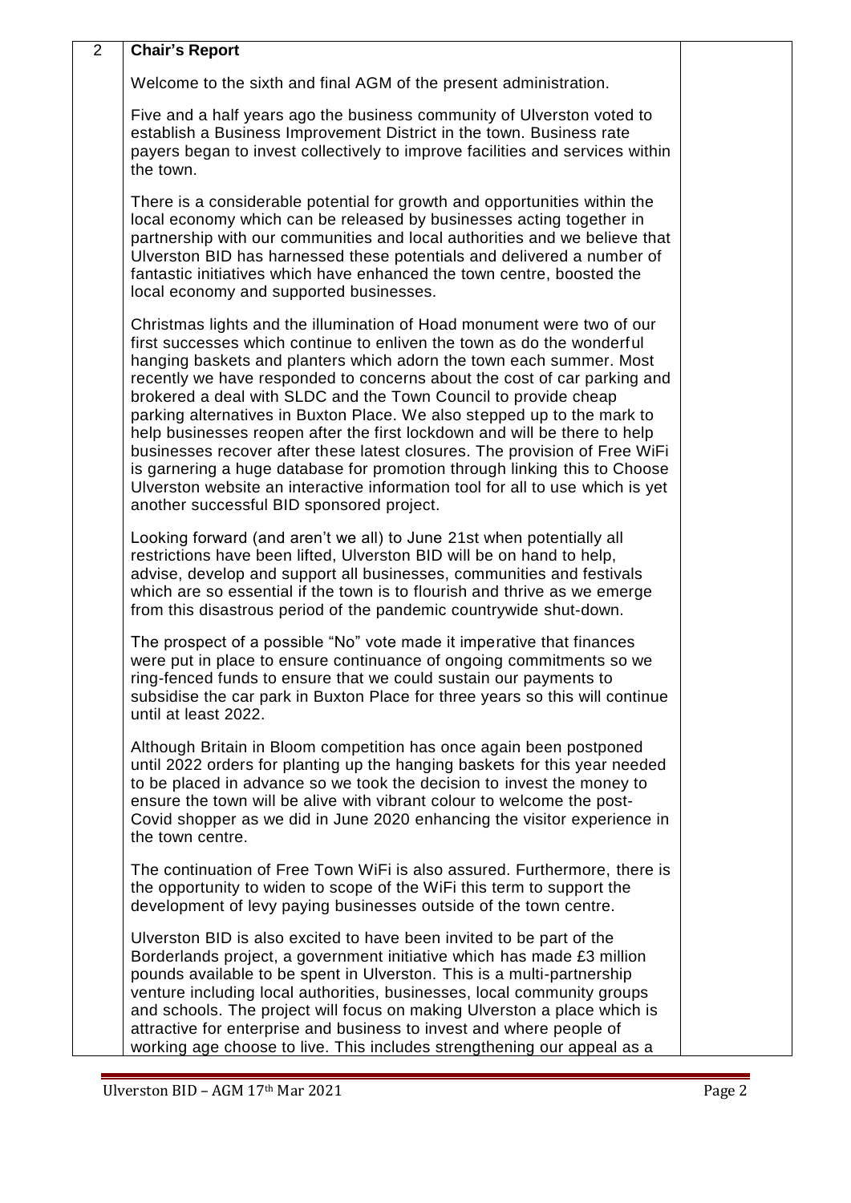| 2 | **Chair's Report** | |
|---|---|---|
| | Welcome to the sixth and final AGM of the present administration.<br><br>Five and a half years ago the business community of Ulverston voted to establish a Business Improvement District in the town. Business rate payers began to invest collectively to improve facilities and services within the town.<br><br>There is a considerable potential for growth and opportunities within the local economy which can be released by businesses acting together in partnership with our communities and local authorities and we believe that Ulverston BID has harnessed these potentials and delivered a number of fantastic initiatives which have enhanced the town centre, boosted the local economy and supported businesses.<br><br>Christmas lights and the illumination of Hoad monument were two of our first successes which continue to enliven the town as do the wonderful hanging baskets and planters which adorn the town each summer. Most recently we have responded to concerns about the cost of car parking and brokered a deal with SLDC and the Town Council to provide cheap parking alternatives in Buxton Place. We also stepped up to the mark to help businesses reopen after the first lockdown and will be there to help businesses recover after these latest closures. The provision of Free WiFi is garnering a huge database for promotion through linking this to Choose Ulverston website an interactive information tool for all to use which is yet another successful BID sponsored project.<br><br>Looking forward (and aren't we all) to June 21st when potentially all restrictions have been lifted, Ulverston BID will be on hand to help, advise, develop and support all businesses, communities and festivals which are so essential if the town is to flourish and thrive as we emerge from this disastrous period of the pandemic countrywide shut-down.<br><br>The prospect of a possible "No" vote made it imperative that finances were put in place to ensure continuance of ongoing commitments so we ring-fenced funds to ensure that we could sustain our payments to subsidise the car park in Buxton Place for three years so this will continue until at least 2022.<br><br>Although Britain in Bloom competition has once again been postponed until 2022 orders for planting up the hanging baskets for this year needed to be placed in advance so we took the decision to invest the money to ensure the town will be alive with vibrant colour to welcome the post-Covid shopper as we did in June 2020 enhancing the visitor experience in the town centre.<br><br>The continuation of Free Town WiFi is also assured. Furthermore, there is the opportunity to widen to scope of the WiFi this term to support the development of levy paying businesses outside of the town centre.<br><br>Ulverston BID is also excited to have been invited to be part of the Borderlands project, a government initiative which has made £3 million pounds available to be spent in Ulverston. This is a multi-partnership venture including local authorities, businesses, local community groups and schools. The project will focus on making Ulverston a place which is attractive for enterprise and business to invest and where people of working age choose to live. This includes strengthening our appeal as a | |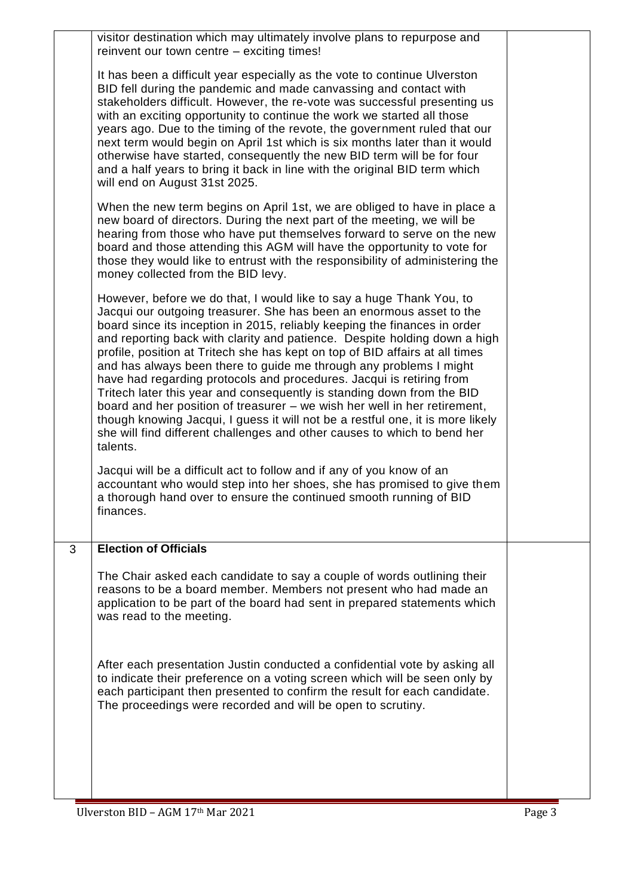| | | |
|---|---|---|
| | visitor destination which may ultimately involve plans to repurpose and reinvent our town centre – exciting times!<br><br>It has been a difficult year especially as the vote to continue Ulverston BID fell during the pandemic and made canvassing and contact with stakeholders difficult. However, the re-vote was successful presenting us with an exciting opportunity to continue the work we started all those years ago. Due to the timing of the revote, the government ruled that our next term would begin on April 1st which is six months later than it would otherwise have started, consequently the new BID term will be for four and a half years to bring it back in line with the original BID term which will end on August 31st 2025.<br><br>When the new term begins on April 1st, we are obliged to have in place a new board of directors. During the next part of the meeting, we will be hearing from those who have put themselves forward to serve on the new board and those attending this AGM will have the opportunity to vote for those they would like to entrust with the responsibility of administering the money collected from the BID levy.<br><br>However, before we do that, I would like to say a huge Thank You, to Jacqui our outgoing treasurer. She has been an enormous asset to the board since its inception in 2015, reliably keeping the finances in order and reporting back with clarity and patience. Despite holding down a high profile, position at Tritech she has kept on top of BID affairs at all times and has always been there to guide me through any problems I might have had regarding protocols and procedures. Jacqui is retiring from Tritech later this year and consequently is standing down from the BID board and her position of treasurer – we wish her well in her retirement, though knowing Jacqui, I guess it will not be a restful one, it is more likely she will find different challenges and other causes to which to bend her talents.<br><br>Jacqui will be a difficult act to follow and if any of you know of an accountant who would step into her shoes, she has promised to give them a thorough hand over to ensure the continued smooth running of BID finances. | |
| 3 | **Election of Officials**<br><br>The Chair asked each candidate to say a couple of words outlining their reasons to be a board member. Members not present who had made an application to be part of the board had sent in prepared statements which was read to the meeting.<br><br>After each presentation Justin conducted a confidential vote by asking all to indicate their preference on a voting screen which will be seen only by each participant then presented to confirm the result for each candidate. The proceedings were recorded and will be open to scrutiny. | |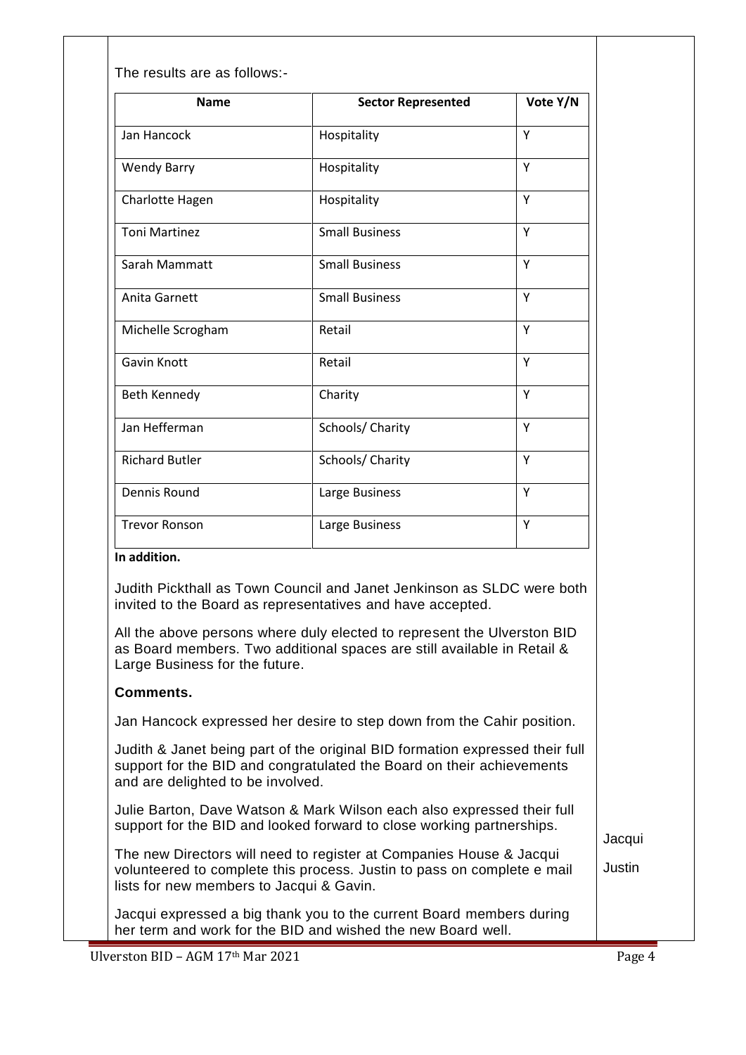The results are as follows:-

| Name | Sector Represented | Vote Y/N |
|---|---|---|
| Jan Hancock | Hospitality | Y |
| Wendy Barry | Hospitality | Y |
| Charlotte Hagen | Hospitality | Y |
| Toni Martinez | Small Business | Y |
| Sarah Mammatt | Small Business | Y |
| Anita Garnett | Small Business | Y |
| Michelle Scrogham | Retail | Y |
| Gavin Knott | Retail | Y |
| Beth Kennedy | Charity | Y |
| Jan Hefferman | Schools/ Charity | Y |
| Richard Butler | Schools/ Charity | Y |
| Dennis Round | Large Business | Y |
| Trevor Ronson | Large Business | Y |

**In addition.**

Judith Pickthall as Town Council and Janet Jenkinson as SLDC were both invited to the Board as representatives and have accepted.

All the above persons where duly elected to represent the Ulverston BID as Board members. Two additional spaces are still available in Retail & Large Business for the future.

**Comments.**

Jan Hancock expressed her desire to step down from the Cahir position.

Judith & Janet being part of the original BID formation expressed their full support for the BID and congratulated the Board on their achievements and are delighted to be involved.

Julie Barton, Dave Watson & Mark Wilson each also expressed their full support for the BID and looked forward to close working partnerships.

The new Directors will need to register at Companies House & Jacqui volunteered to complete this process. Justin to pass on complete e mail lists for new members to Jacqui & Gavin.

Jacqui

Justin

Jacqui expressed a big thank you to the current Board members during her term and work for the BID and wished the new Board well.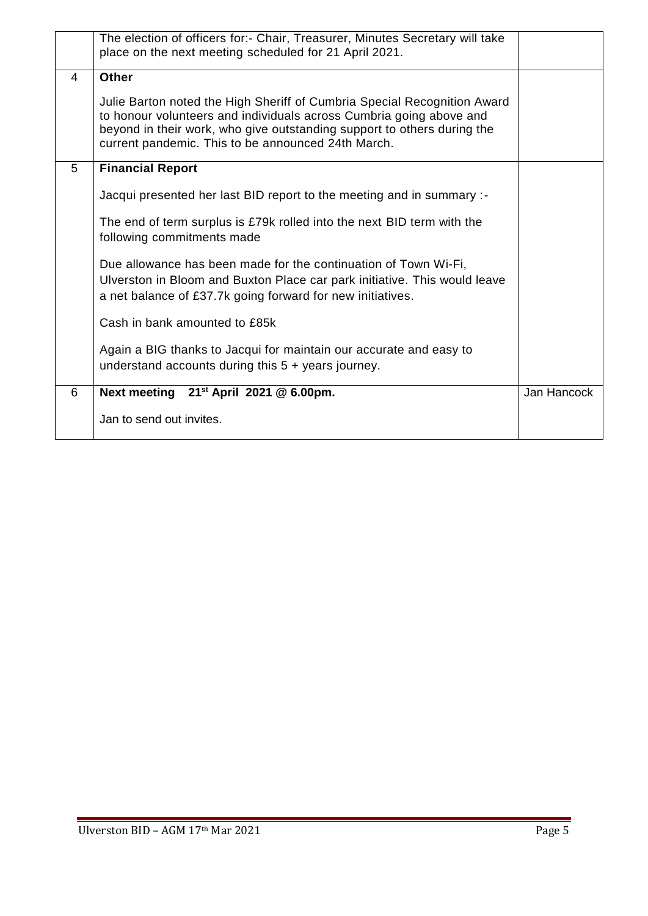| | | |
|---|---|---|
| | The election of officers for:- Chair, Treasurer, Minutes Secretary will take place on the next meeting scheduled for 21 April 2021. | |
| 4 | **Other**<br><br>Julie Barton noted the High Sheriff of Cumbria Special Recognition Award to honour volunteers and individuals across Cumbria going above and beyond in their work, who give outstanding support to others during the current pandemic. This to be announced 24th March. | |
| 5 | **Financial Report**<br><br>Jacqui presented her last BID report to the meeting and in summary :-<br><br>The end of term surplus is £79k rolled into the next BID term with the following commitments made<br><br>Due allowance has been made for the continuation of Town Wi-Fi, Ulverston in Bloom and Buxton Place car park initiative. This would leave a net balance of £37.7k going forward for new initiatives.<br><br>Cash in bank amounted to £85k<br><br>Again a BIG thanks to Jacqui for maintain our accurate and easy to understand accounts during this 5 + years journey. | |
| 6 | **Next meeting 21st April 2021 @ 6.00pm.**<br><br>Jan to send out invites. | Jan Hancock |